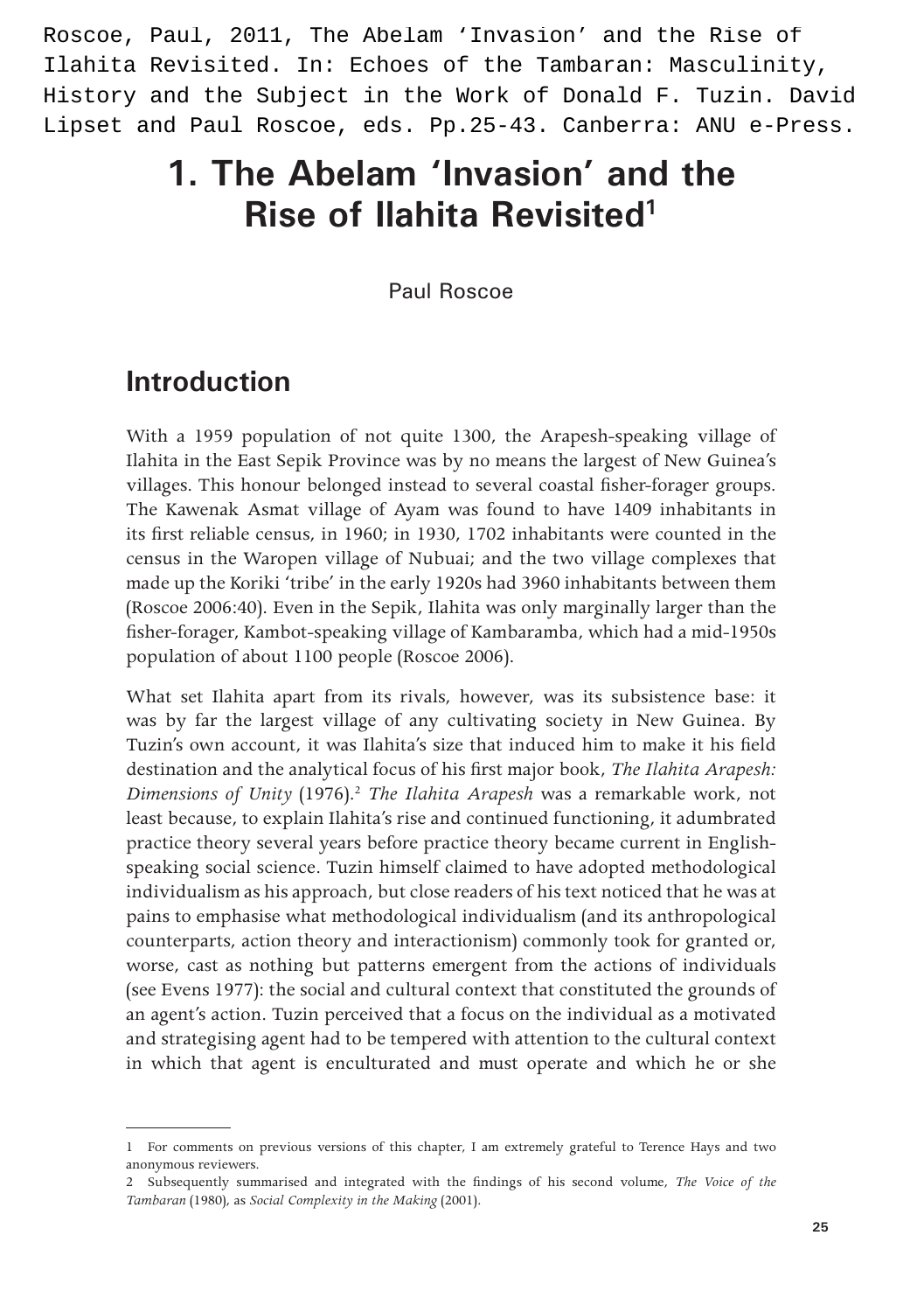Roscoe, Paul, 2011, The Abelam 'Invasion' and the Rise of Ilahita Revisited. In: Echoes of the Tambaran: Masculinity, History and the Subject in the Work of Donald F. Tuzin. David Lipset and Paul Roscoe, eds. Pp.25-43. Canberra: ANU e-Press.

# 1. The Abelam 'Invasion' and the Rise of Ilahita Revisited[1]

Paul Roscoe

## Introduction

With a 1959 population of not quite 1300, the Arapesh-speaking village of Ilahita in the East Sepik Province was by no means the largest of New Guinea's villages. This honour belonged instead to several coastal fisher-forager groups. The Kawenak Asmat village of Ayam was found to have 1409 inhabitants in its first reliable census, in 1960; in 1930, 1702 inhabitants were counted in the census in the Waropen village of Nubuai; and the two village complexes that made up the Koriki 'tribe' in the early 1920s had 3960 inhabitants between them (Roscoe 2006:40). Even in the Sepik, Ilahita was only marginally larger than the fisher-forager, Kambot-speaking village of Kambaramba, which had a mid-1950s population of about 1100 people (Roscoe 2006).

What set Ilahita apart from its rivals, however, was its subsistence base: it was by far the largest village of any cultivating society in New Guinea. By Tuzin's own account, it was Ilahita's size that induced him to make it his field destination and the analytical focus of his first major book, *The Ilahita Arapesh: Dimensions of Unity* (1976).[2] *The Ilahita Arapesh* was a remarkable work, not least because, to explain Ilahita's rise and continued functioning, it adumbrated practice theory several years before practice theory became current in English-speaking social science. Tuzin himself claimed to have adopted methodological individualism as his approach, but close readers of his text noticed that he was at pains to emphasise what methodological individualism (and its anthropological counterparts, action theory and interactionism) commonly took for granted or, worse, cast as nothing but patterns emergent from the actions of individuals (see Evens 1977): the social and cultural context that constituted the grounds of an agent's action. Tuzin perceived that a focus on the individual as a motivated and strategising agent had to be tempered with attention to the cultural context in which that agent is enculturated and must operate and which he or she

---

1 For comments on previous versions of this chapter, I am extremely grateful to Terence Hays and two anonymous reviewers.

2 Subsequently summarised and integrated with the findings of his second volume, *The Voice of the Tambaran* (1980), as *Social Complexity in the Making* (2001).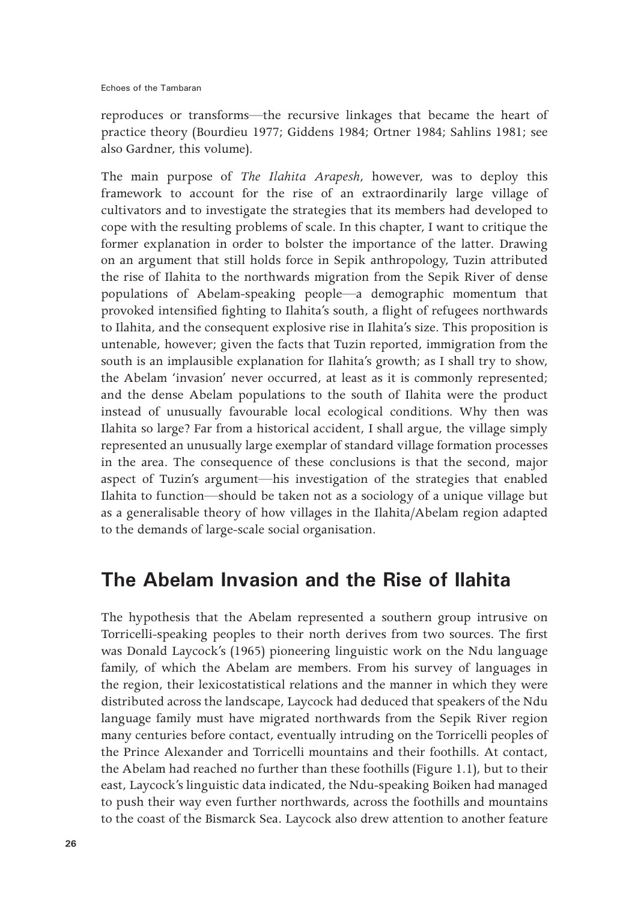reproduces or transforms—the recursive linkages that became the heart of practice theory (Bourdieu 1977; Giddens 1984; Ortner 1984; Sahlins 1981; see also Gardner, this volume).

The main purpose of *The Ilahita Arapesh*, however, was to deploy this framework to account for the rise of an extraordinarily large village of cultivators and to investigate the strategies that its members had developed to cope with the resulting problems of scale. In this chapter, I want to critique the former explanation in order to bolster the importance of the latter. Drawing on an argument that still holds force in Sepik anthropology, Tuzin attributed the rise of Ilahita to the northwards migration from the Sepik River of dense populations of Abelam-speaking people—a demographic momentum that provoked intensified fighting to Ilahita's south, a flight of refugees northwards to Ilahita, and the consequent explosive rise in Ilahita's size. This proposition is untenable, however; given the facts that Tuzin reported, immigration from the south is an implausible explanation for Ilahita's growth; as I shall try to show, the Abelam 'invasion' never occurred, at least as it is commonly represented; and the dense Abelam populations to the south of Ilahita were the product instead of unusually favourable local ecological conditions. Why then was Ilahita so large? Far from a historical accident, I shall argue, the village simply represented an unusually large exemplar of standard village formation processes in the area. The consequence of these conclusions is that the second, major aspect of Tuzin's argument—his investigation of the strategies that enabled Ilahita to function—should be taken not as a sociology of a unique village but as a generalisable theory of how villages in the Ilahita/Abelam region adapted to the demands of large-scale social organisation.

## The Abelam Invasion and the Rise of Ilahita

The hypothesis that the Abelam represented a southern group intrusive on Torricelli-speaking peoples to their north derives from two sources. The first was Donald Laycock's (1965) pioneering linguistic work on the Ndu language family, of which the Abelam are members. From his survey of languages in the region, their lexicostatistical relations and the manner in which they were distributed across the landscape, Laycock had deduced that speakers of the Ndu language family must have migrated northwards from the Sepik River region many centuries before contact, eventually intruding on the Torricelli peoples of the Prince Alexander and Torricelli mountains and their foothills. At contact, the Abelam had reached no further than these foothills (Figure 1.1), but to their east, Laycock's linguistic data indicated, the Ndu-speaking Boiken had managed to push their way even further northwards, across the foothills and mountains to the coast of the Bismarck Sea. Laycock also drew attention to another feature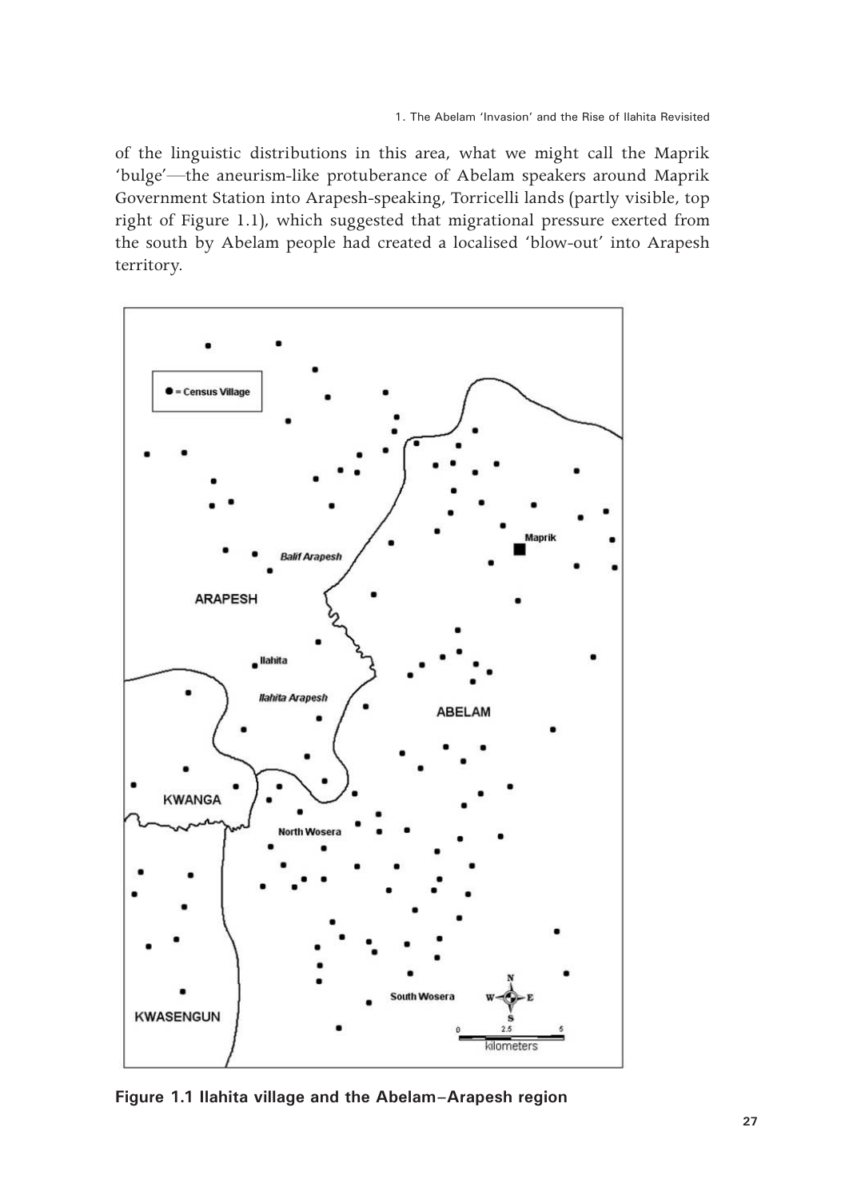of the linguistic distributions in this area, what we might call the Maprik 'bulge'—the aneurism-like protuberance of Abelam speakers around Maprik Government Station into Arapesh-speaking, Torricelli lands (partly visible, top right of Figure 1.1), which suggested that migrational pressure exerted from the south by Abelam people had created a localised 'blow-out' into Arapesh territory.

**Figure 1.1 Ilahita village and the Abelam–Arapesh region**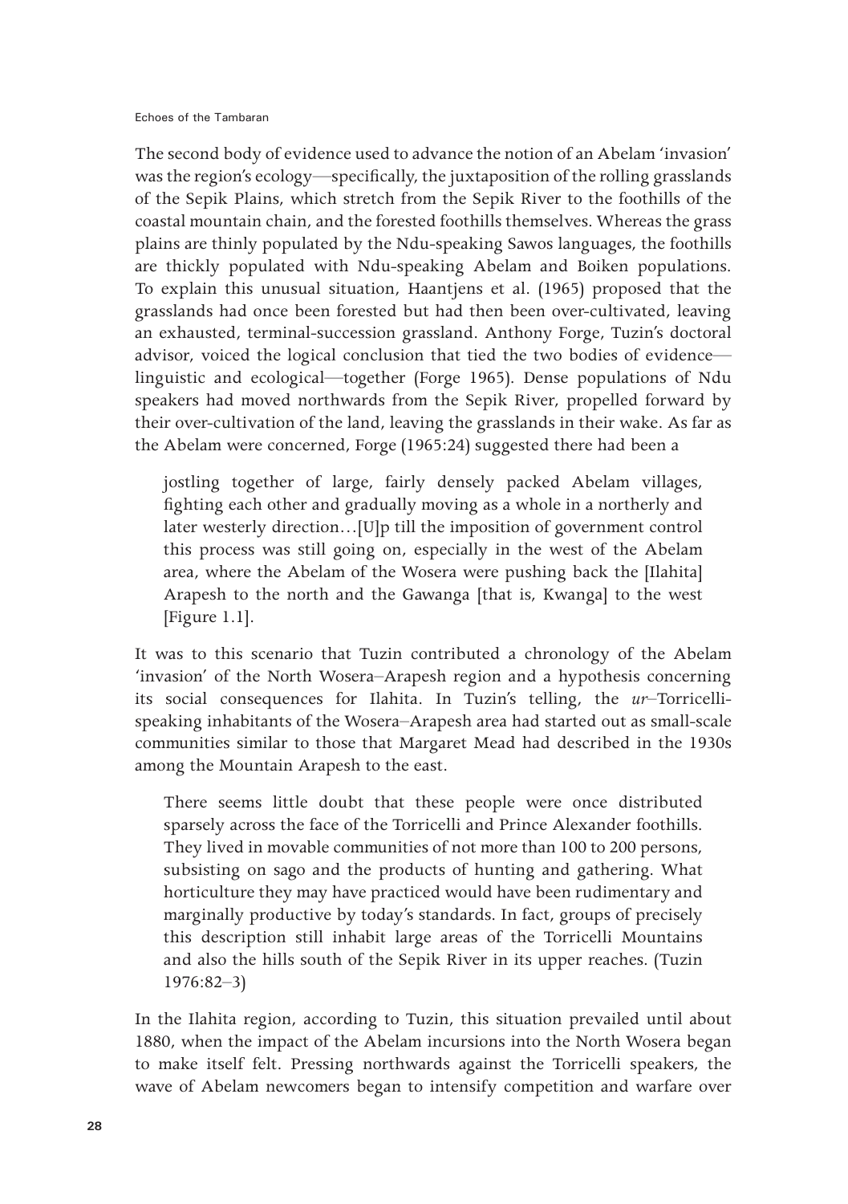The second body of evidence used to advance the notion of an Abelam 'invasion' was the region's ecology—specifically, the juxtaposition of the rolling grasslands of the Sepik Plains, which stretch from the Sepik River to the foothills of the coastal mountain chain, and the forested foothills themselves. Whereas the grass plains are thinly populated by the Ndu-speaking Sawos languages, the foothills are thickly populated with Ndu-speaking Abelam and Boiken populations. To explain this unusual situation, Haantjens et al. (1965) proposed that the grasslands had once been forested but had then been over-cultivated, leaving an exhausted, terminal-succession grassland. Anthony Forge, Tuzin's doctoral advisor, voiced the logical conclusion that tied the two bodies of evidence—linguistic and ecological—together (Forge 1965). Dense populations of Ndu speakers had moved northwards from the Sepik River, propelled forward by their over-cultivation of the land, leaving the grasslands in their wake. As far as the Abelam were concerned, Forge (1965:24) suggested there had been a

> jostling together of large, fairly densely packed Abelam villages, fighting each other and gradually moving as a whole in a northerly and later westerly direction…[U]p till the imposition of government control this process was still going on, especially in the west of the Abelam area, where the Abelam of the Wosera were pushing back the [Ilahita] Arapesh to the north and the Gawanga [that is, Kwanga] to the west [Figure 1.1].

It was to this scenario that Tuzin contributed a chronology of the Abelam 'invasion' of the North Wosera–Arapesh region and a hypothesis concerning its social consequences for Ilahita. In Tuzin's telling, the *ur*–Torricelli-speaking inhabitants of the Wosera–Arapesh area had started out as small-scale communities similar to those that Margaret Mead had described in the 1930s among the Mountain Arapesh to the east.

> There seems little doubt that these people were once distributed sparsely across the face of the Torricelli and Prince Alexander foothills. They lived in movable communities of not more than 100 to 200 persons, subsisting on sago and the products of hunting and gathering. What horticulture they may have practiced would have been rudimentary and marginally productive by today's standards. In fact, groups of precisely this description still inhabit large areas of the Torricelli Mountains and also the hills south of the Sepik River in its upper reaches. (Tuzin 1976:82–3)

In the Ilahita region, according to Tuzin, this situation prevailed until about 1880, when the impact of the Abelam incursions into the North Wosera began to make itself felt. Pressing northwards against the Torricelli speakers, the wave of Abelam newcomers began to intensify competition and warfare over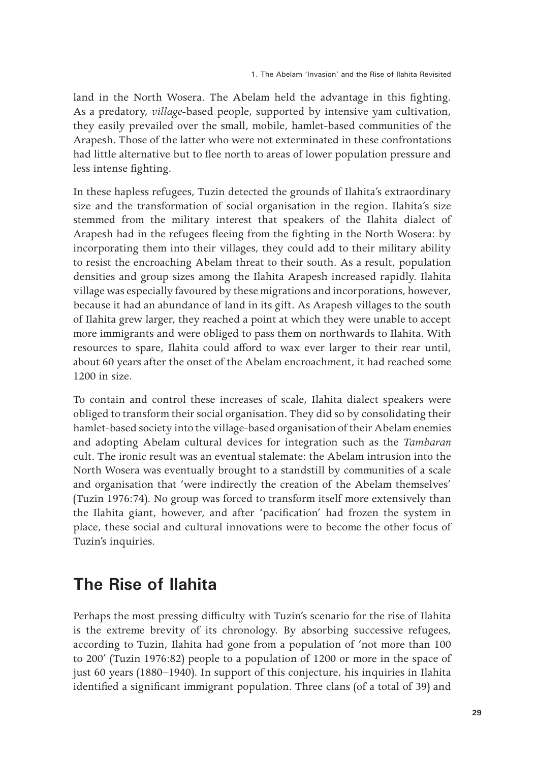land in the North Wosera. The Abelam held the advantage in this fighting. As a predatory, *village*-based people, supported by intensive yam cultivation, they easily prevailed over the small, mobile, hamlet-based communities of the Arapesh. Those of the latter who were not exterminated in these confrontations had little alternative but to flee north to areas of lower population pressure and less intense fighting.

In these hapless refugees, Tuzin detected the grounds of Ilahita's extraordinary size and the transformation of social organisation in the region. Ilahita's size stemmed from the military interest that speakers of the Ilahita dialect of Arapesh had in the refugees fleeing from the fighting in the North Wosera: by incorporating them into their villages, they could add to their military ability to resist the encroaching Abelam threat to their south. As a result, population densities and group sizes among the Ilahita Arapesh increased rapidly. Ilahita village was especially favoured by these migrations and incorporations, however, because it had an abundance of land in its gift. As Arapesh villages to the south of Ilahita grew larger, they reached a point at which they were unable to accept more immigrants and were obliged to pass them on northwards to Ilahita. With resources to spare, Ilahita could afford to wax ever larger to their rear until, about 60 years after the onset of the Abelam encroachment, it had reached some 1200 in size.

To contain and control these increases of scale, Ilahita dialect speakers were obliged to transform their social organisation. They did so by consolidating their hamlet-based society into the village-based organisation of their Abelam enemies and adopting Abelam cultural devices for integration such as the *Tambaran* cult. The ironic result was an eventual stalemate: the Abelam intrusion into the North Wosera was eventually brought to a standstill by communities of a scale and organisation that 'were indirectly the creation of the Abelam themselves' (Tuzin 1976:74). No group was forced to transform itself more extensively than the Ilahita giant, however, and after 'pacification' had frozen the system in place, these social and cultural innovations were to become the other focus of Tuzin's inquiries.

## The Rise of Ilahita

Perhaps the most pressing difficulty with Tuzin's scenario for the rise of Ilahita is the extreme brevity of its chronology. By absorbing successive refugees, according to Tuzin, Ilahita had gone from a population of 'not more than 100 to 200' (Tuzin 1976:82) people to a population of 1200 or more in the space of just 60 years (1880–1940). In support of this conjecture, his inquiries in Ilahita identified a significant immigrant population. Three clans (of a total of 39) and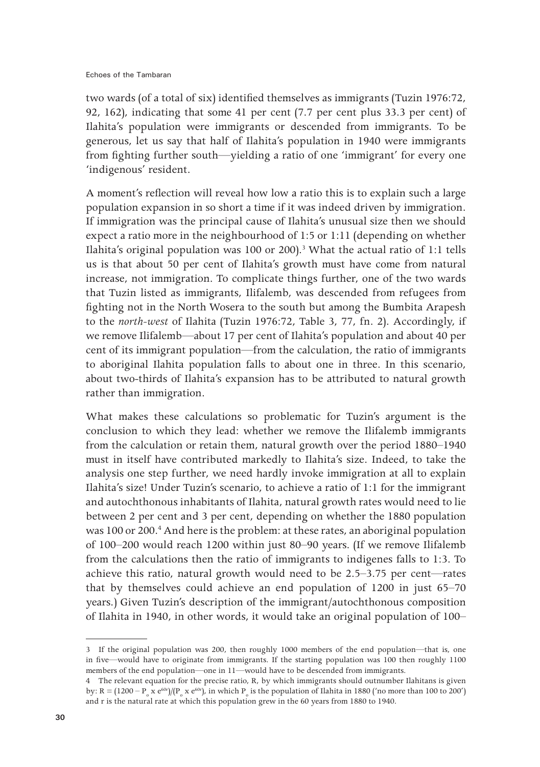two wards (of a total of six) identified themselves as immigrants (Tuzin 1976:72, 92, 162), indicating that some 41 per cent (7.7 per cent plus 33.3 per cent) of Ilahita's population were immigrants or descended from immigrants. To be generous, let us say that half of Ilahita's population in 1940 were immigrants from fighting further south—yielding a ratio of one 'immigrant' for every one 'indigenous' resident.

A moment's reflection will reveal how low a ratio this is to explain such a large population expansion in so short a time if it was indeed driven by immigration. If immigration was the principal cause of Ilahita's unusual size then we should expect a ratio more in the neighbourhood of 1:5 or 1:11 (depending on whether Ilahita's original population was 100 or 200).[3] What the actual ratio of 1:1 tells us is that about 50 per cent of Ilahita's growth must have come from natural increase, not immigration. To complicate things further, one of the two wards that Tuzin listed as immigrants, Ilifalemb, was descended from refugees from fighting not in the North Wosera to the south but among the Bumbita Arapesh to the *north-west* of Ilahita (Tuzin 1976:72, Table 3, 77, fn. 2). Accordingly, if we remove Ilifalemb—about 17 per cent of Ilahita's population and about 40 per cent of its immigrant population—from the calculation, the ratio of immigrants to aboriginal Ilahita population falls to about one in three. In this scenario, about two-thirds of Ilahita's expansion has to be attributed to natural growth rather than immigration.

What makes these calculations so problematic for Tuzin's argument is the conclusion to which they lead: whether we remove the Ilifalemb immigrants from the calculation or retain them, natural growth over the period 1880–1940 must in itself have contributed markedly to Ilahita's size. Indeed, to take the analysis one step further, we need hardly invoke immigration at all to explain Ilahita's size! Under Tuzin's scenario, to achieve a ratio of 1:1 for the immigrant and autochthonous inhabitants of Ilahita, natural growth rates would need to lie between 2 per cent and 3 per cent, depending on whether the 1880 population was 100 or 200.[4] And here is the problem: at these rates, an aboriginal population of 100–200 would reach 1200 within just 80–90 years. (If we remove Ilifalemb from the calculations then the ratio of immigrants to indigenes falls to 1:3. To achieve this ratio, natural growth would need to be 2.5–3.75 per cent—rates that by themselves could achieve an end population of 1200 in just 65–70 years.) Given Tuzin's description of the immigrant/autochthonous composition of Ilahita in 1940, in other words, it would take an original population of 100–

---

3 If the original population was 200, then roughly 1000 members of the end population—that is, one in five—would have to originate from immigrants. If the starting population was 100 then roughly 1100 members of the end population—one in 11—would have to be descended from immigrants.

4 The relevant equation for the precise ratio, R, by which immigrants should outnumber Ilahitans is given by: $R = (1200 - P_o \times e^{60r})/(P_o \times e^{60r})$, in which $P_o$ is the population of Ilahita in 1880 ('no more than 100 to 200') and r is the natural rate at which this population grew in the 60 years from 1880 to 1940.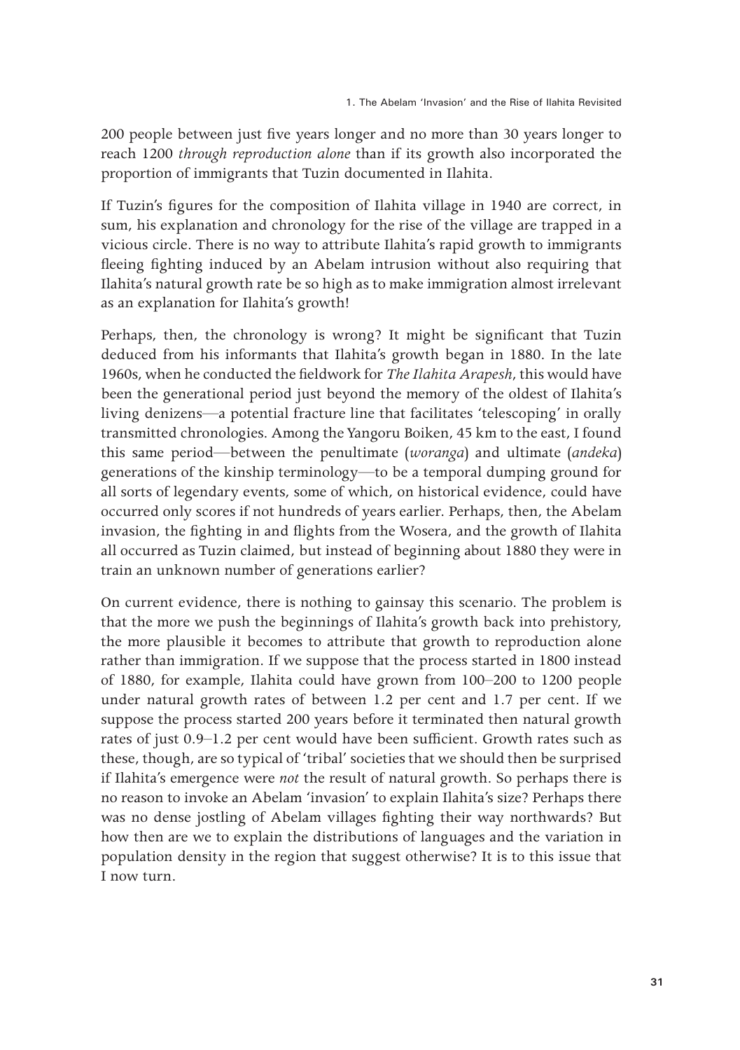200 people between just five years longer and no more than 30 years longer to reach 1200 *through reproduction alone* than if its growth also incorporated the proportion of immigrants that Tuzin documented in Ilahita.

If Tuzin's figures for the composition of Ilahita village in 1940 are correct, in sum, his explanation and chronology for the rise of the village are trapped in a vicious circle. There is no way to attribute Ilahita's rapid growth to immigrants fleeing fighting induced by an Abelam intrusion without also requiring that Ilahita's natural growth rate be so high as to make immigration almost irrelevant as an explanation for Ilahita's growth!

Perhaps, then, the chronology is wrong? It might be significant that Tuzin deduced from his informants that Ilahita's growth began in 1880. In the late 1960s, when he conducted the fieldwork for *The Ilahita Arapesh*, this would have been the generational period just beyond the memory of the oldest of Ilahita's living denizens—a potential fracture line that facilitates 'telescoping' in orally transmitted chronologies. Among the Yangoru Boiken, 45 km to the east, I found this same period—between the penultimate (*woranga*) and ultimate (*andeka*) generations of the kinship terminology—to be a temporal dumping ground for all sorts of legendary events, some of which, on historical evidence, could have occurred only scores if not hundreds of years earlier. Perhaps, then, the Abelam invasion, the fighting in and flights from the Wosera, and the growth of Ilahita all occurred as Tuzin claimed, but instead of beginning about 1880 they were in train an unknown number of generations earlier?

On current evidence, there is nothing to gainsay this scenario. The problem is that the more we push the beginnings of Ilahita's growth back into prehistory, the more plausible it becomes to attribute that growth to reproduction alone rather than immigration. If we suppose that the process started in 1800 instead of 1880, for example, Ilahita could have grown from 100–200 to 1200 people under natural growth rates of between 1.2 per cent and 1.7 per cent. If we suppose the process started 200 years before it terminated then natural growth rates of just 0.9–1.2 per cent would have been sufficient. Growth rates such as these, though, are so typical of 'tribal' societies that we should then be surprised if Ilahita's emergence were *not* the result of natural growth. So perhaps there is no reason to invoke an Abelam 'invasion' to explain Ilahita's size? Perhaps there was no dense jostling of Abelam villages fighting their way northwards? But how then are we to explain the distributions of languages and the variation in population density in the region that suggest otherwise? It is to this issue that I now turn.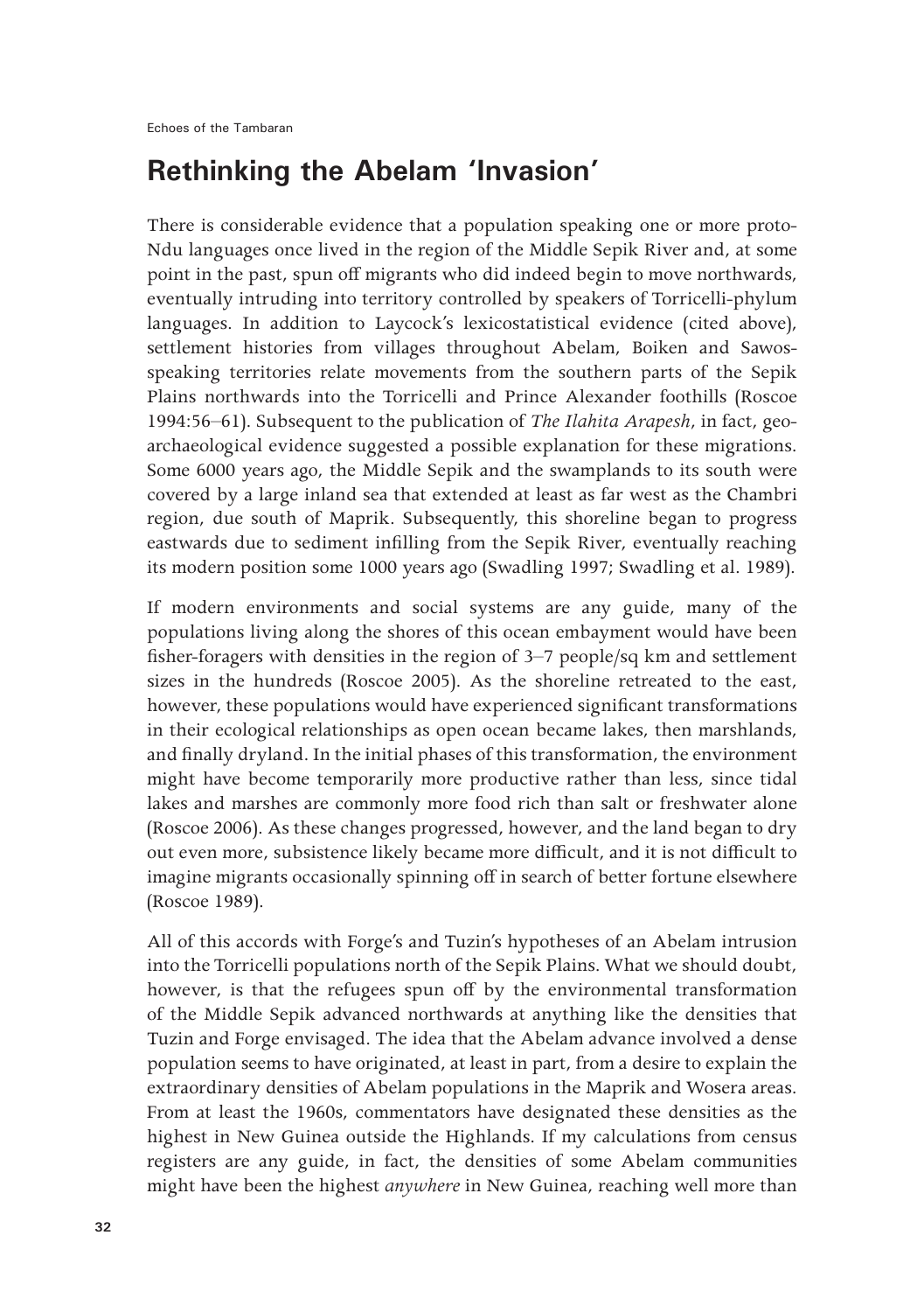## Rethinking the Abelam 'Invasion'

There is considerable evidence that a population speaking one or more proto-Ndu languages once lived in the region of the Middle Sepik River and, at some point in the past, spun off migrants who did indeed begin to move northwards, eventually intruding into territory controlled by speakers of Torricelli-phylum languages. In addition to Laycock's lexicostatistical evidence (cited above), settlement histories from villages throughout Abelam, Boiken and Sawos-speaking territories relate movements from the southern parts of the Sepik Plains northwards into the Torricelli and Prince Alexander foothills (Roscoe 1994:56–61). Subsequent to the publication of *The Ilahita Arapesh*, in fact, geo-archaeological evidence suggested a possible explanation for these migrations. Some 6000 years ago, the Middle Sepik and the swamplands to its south were covered by a large inland sea that extended at least as far west as the Chambri region, due south of Maprik. Subsequently, this shoreline began to progress eastwards due to sediment infilling from the Sepik River, eventually reaching its modern position some 1000 years ago (Swadling 1997; Swadling et al. 1989).

If modern environments and social systems are any guide, many of the populations living along the shores of this ocean embayment would have been fisher-foragers with densities in the region of 3–7 people/sq km and settlement sizes in the hundreds (Roscoe 2005). As the shoreline retreated to the east, however, these populations would have experienced significant transformations in their ecological relationships as open ocean became lakes, then marshlands, and finally dryland. In the initial phases of this transformation, the environment might have become temporarily more productive rather than less, since tidal lakes and marshes are commonly more food rich than salt or freshwater alone (Roscoe 2006). As these changes progressed, however, and the land began to dry out even more, subsistence likely became more difficult, and it is not difficult to imagine migrants occasionally spinning off in search of better fortune elsewhere (Roscoe 1989).

All of this accords with Forge's and Tuzin's hypotheses of an Abelam intrusion into the Torricelli populations north of the Sepik Plains. What we should doubt, however, is that the refugees spun off by the environmental transformation of the Middle Sepik advanced northwards at anything like the densities that Tuzin and Forge envisaged. The idea that the Abelam advance involved a dense population seems to have originated, at least in part, from a desire to explain the extraordinary densities of Abelam populations in the Maprik and Wosera areas. From at least the 1960s, commentators have designated these densities as the highest in New Guinea outside the Highlands. If my calculations from census registers are any guide, in fact, the densities of some Abelam communities might have been the highest *anywhere* in New Guinea, reaching well more than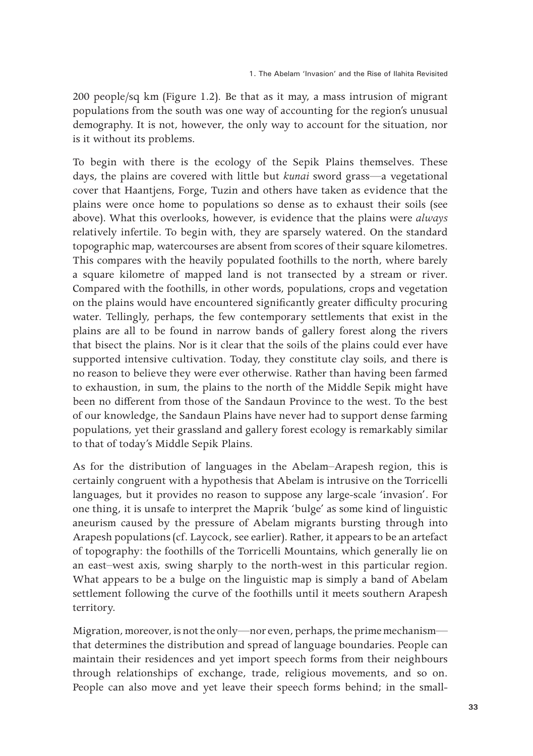200 people/sq km (Figure 1.2). Be that as it may, a mass intrusion of migrant populations from the south was one way of accounting for the region's unusual demography. It is not, however, the only way to account for the situation, nor is it without its problems.

To begin with there is the ecology of the Sepik Plains themselves. These days, the plains are covered with little but *kunai* sword grass—a vegetational cover that Haantjens, Forge, Tuzin and others have taken as evidence that the plains were once home to populations so dense as to exhaust their soils (see above). What this overlooks, however, is evidence that the plains were *always* relatively infertile. To begin with, they are sparsely watered. On the standard topographic map, watercourses are absent from scores of their square kilometres. This compares with the heavily populated foothills to the north, where barely a square kilometre of mapped land is not transected by a stream or river. Compared with the foothills, in other words, populations, crops and vegetation on the plains would have encountered significantly greater difficulty procuring water. Tellingly, perhaps, the few contemporary settlements that exist in the plains are all to be found in narrow bands of gallery forest along the rivers that bisect the plains. Nor is it clear that the soils of the plains could ever have supported intensive cultivation. Today, they constitute clay soils, and there is no reason to believe they were ever otherwise. Rather than having been farmed to exhaustion, in sum, the plains to the north of the Middle Sepik might have been no different from those of the Sandaun Province to the west. To the best of our knowledge, the Sandaun Plains have never had to support dense farming populations, yet their grassland and gallery forest ecology is remarkably similar to that of today's Middle Sepik Plains.

As for the distribution of languages in the Abelam–Arapesh region, this is certainly congruent with a hypothesis that Abelam is intrusive on the Torricelli languages, but it provides no reason to suppose any large-scale 'invasion'. For one thing, it is unsafe to interpret the Maprik 'bulge' as some kind of linguistic aneurism caused by the pressure of Abelam migrants bursting through into Arapesh populations (cf. Laycock, see earlier). Rather, it appears to be an artefact of topography: the foothills of the Torricelli Mountains, which generally lie on an east–west axis, swing sharply to the north-west in this particular region. What appears to be a bulge on the linguistic map is simply a band of Abelam settlement following the curve of the foothills until it meets southern Arapesh territory.

Migration, moreover, is not the only—nor even, perhaps, the prime mechanism—that determines the distribution and spread of language boundaries. People can maintain their residences and yet import speech forms from their neighbours through relationships of exchange, trade, religious movements, and so on. People can also move and yet leave their speech forms behind; in the small-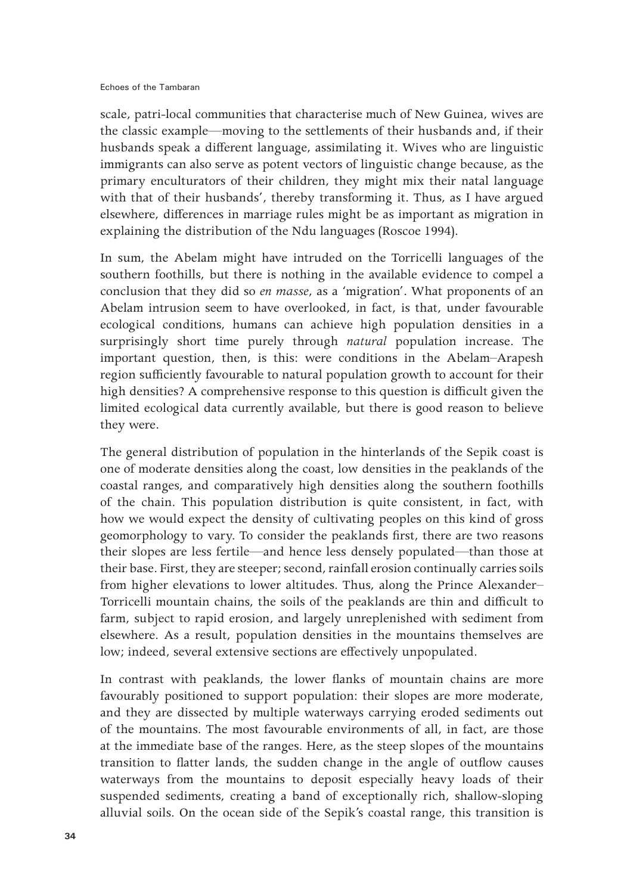scale, patri-local communities that characterise much of New Guinea, wives are the classic example—moving to the settlements of their husbands and, if their husbands speak a different language, assimilating it. Wives who are linguistic immigrants can also serve as potent vectors of linguistic change because, as the primary enculturators of their children, they might mix their natal language with that of their husbands', thereby transforming it. Thus, as I have argued elsewhere, differences in marriage rules might be as important as migration in explaining the distribution of the Ndu languages (Roscoe 1994).

In sum, the Abelam might have intruded on the Torricelli languages of the southern foothills, but there is nothing in the available evidence to compel a conclusion that they did so *en masse*, as a 'migration'. What proponents of an Abelam intrusion seem to have overlooked, in fact, is that, under favourable ecological conditions, humans can achieve high population densities in a surprisingly short time purely through *natural* population increase. The important question, then, is this: were conditions in the Abelam–Arapesh region sufficiently favourable to natural population growth to account for their high densities? A comprehensive response to this question is difficult given the limited ecological data currently available, but there is good reason to believe they were.

The general distribution of population in the hinterlands of the Sepik coast is one of moderate densities along the coast, low densities in the peaklands of the coastal ranges, and comparatively high densities along the southern foothills of the chain. This population distribution is quite consistent, in fact, with how we would expect the density of cultivating peoples on this kind of gross geomorphology to vary. To consider the peaklands first, there are two reasons their slopes are less fertile—and hence less densely populated—than those at their base. First, they are steeper; second, rainfall erosion continually carries soils from higher elevations to lower altitudes. Thus, along the Prince Alexander–Torricelli mountain chains, the soils of the peaklands are thin and difficult to farm, subject to rapid erosion, and largely unreplenished with sediment from elsewhere. As a result, population densities in the mountains themselves are low; indeed, several extensive sections are effectively unpopulated.

In contrast with peaklands, the lower flanks of mountain chains are more favourably positioned to support population: their slopes are more moderate, and they are dissected by multiple waterways carrying eroded sediments out of the mountains. The most favourable environments of all, in fact, are those at the immediate base of the ranges. Here, as the steep slopes of the mountains transition to flatter lands, the sudden change in the angle of outflow causes waterways from the mountains to deposit especially heavy loads of their suspended sediments, creating a band of exceptionally rich, shallow-sloping alluvial soils. On the ocean side of the Sepik's coastal range, this transition is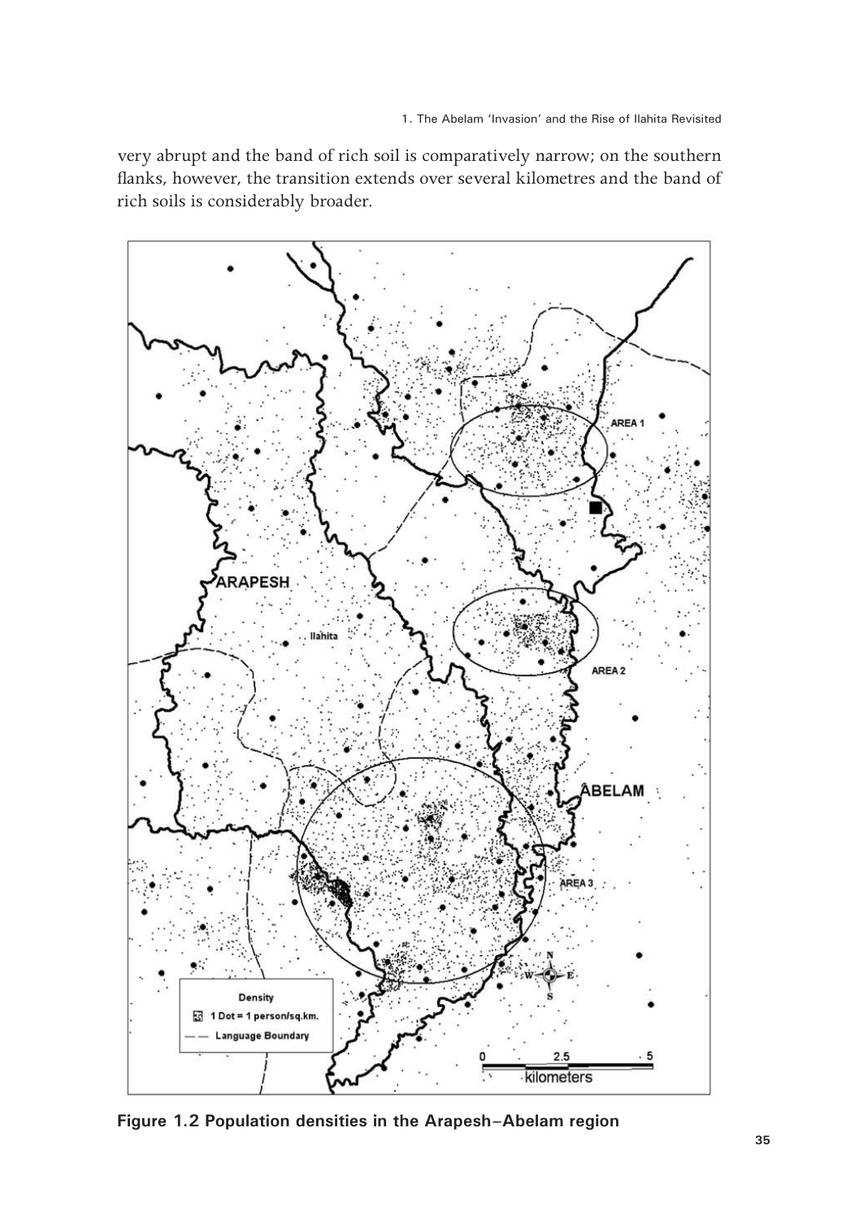very abrupt and the band of rich soil is comparatively narrow; on the southern flanks, however, the transition extends over several kilometres and the band of rich soils is considerably broader.

**Figure 1.2 Population densities in the Arapesh–Abelam region**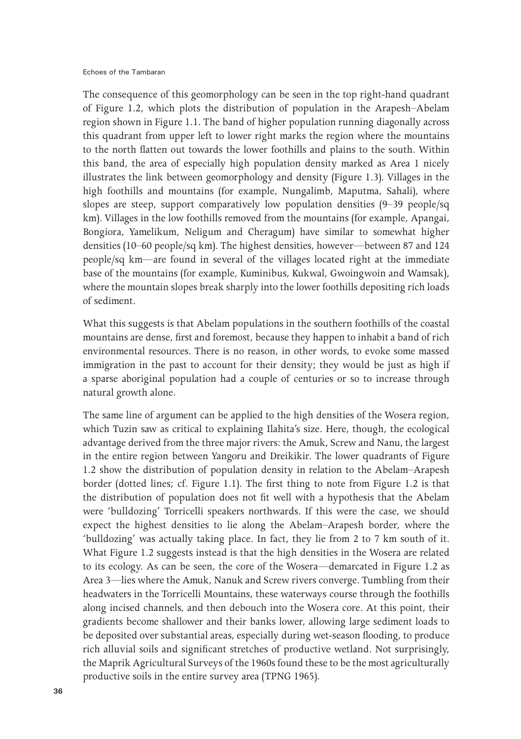The consequence of this geomorphology can be seen in the top right-hand quadrant of Figure 1.2, which plots the distribution of population in the Arapesh–Abelam region shown in Figure 1.1. The band of higher population running diagonally across this quadrant from upper left to lower right marks the region where the mountains to the north flatten out towards the lower foothills and plains to the south. Within this band, the area of especially high population density marked as Area 1 nicely illustrates the link between geomorphology and density (Figure 1.3). Villages in the high foothills and mountains (for example, Nungalimb, Maputma, Sahali), where slopes are steep, support comparatively low population densities (9–39 people/sq km). Villages in the low foothills removed from the mountains (for example, Apangai, Bongiora, Yamelikum, Neligum and Cheragum) have similar to somewhat higher densities (10–60 people/sq km). The highest densities, however—between 87 and 124 people/sq km—are found in several of the villages located right at the immediate base of the mountains (for example, Kuminibus, Kukwal, Gwoingwoin and Wamsak), where the mountain slopes break sharply into the lower foothills depositing rich loads of sediment.

What this suggests is that Abelam populations in the southern foothills of the coastal mountains are dense, first and foremost, because they happen to inhabit a band of rich environmental resources. There is no reason, in other words, to evoke some massed immigration in the past to account for their density; they would be just as high if a sparse aboriginal population had a couple of centuries or so to increase through natural growth alone.

The same line of argument can be applied to the high densities of the Wosera region, which Tuzin saw as critical to explaining Ilahita's size. Here, though, the ecological advantage derived from the three major rivers: the Amuk, Screw and Nanu, the largest in the entire region between Yangoru and Dreikikir. The lower quadrants of Figure 1.2 show the distribution of population density in relation to the Abelam–Arapesh border (dotted lines; cf. Figure 1.1). The first thing to note from Figure 1.2 is that the distribution of population does not fit well with a hypothesis that the Abelam were 'bulldozing' Torricelli speakers northwards. If this were the case, we should expect the highest densities to lie along the Abelam–Arapesh border, where the 'bulldozing' was actually taking place. In fact, they lie from 2 to 7 km south of it. What Figure 1.2 suggests instead is that the high densities in the Wosera are related to its ecology. As can be seen, the core of the Wosera—demarcated in Figure 1.2 as Area 3—lies where the Amuk, Nanuk and Screw rivers converge. Tumbling from their headwaters in the Torricelli Mountains, these waterways course through the foothills along incised channels, and then debouch into the Wosera core. At this point, their gradients become shallower and their banks lower, allowing large sediment loads to be deposited over substantial areas, especially during wet-season flooding, to produce rich alluvial soils and significant stretches of productive wetland. Not surprisingly, the Maprik Agricultural Surveys of the 1960s found these to be the most agriculturally productive soils in the entire survey area (TPNG 1965).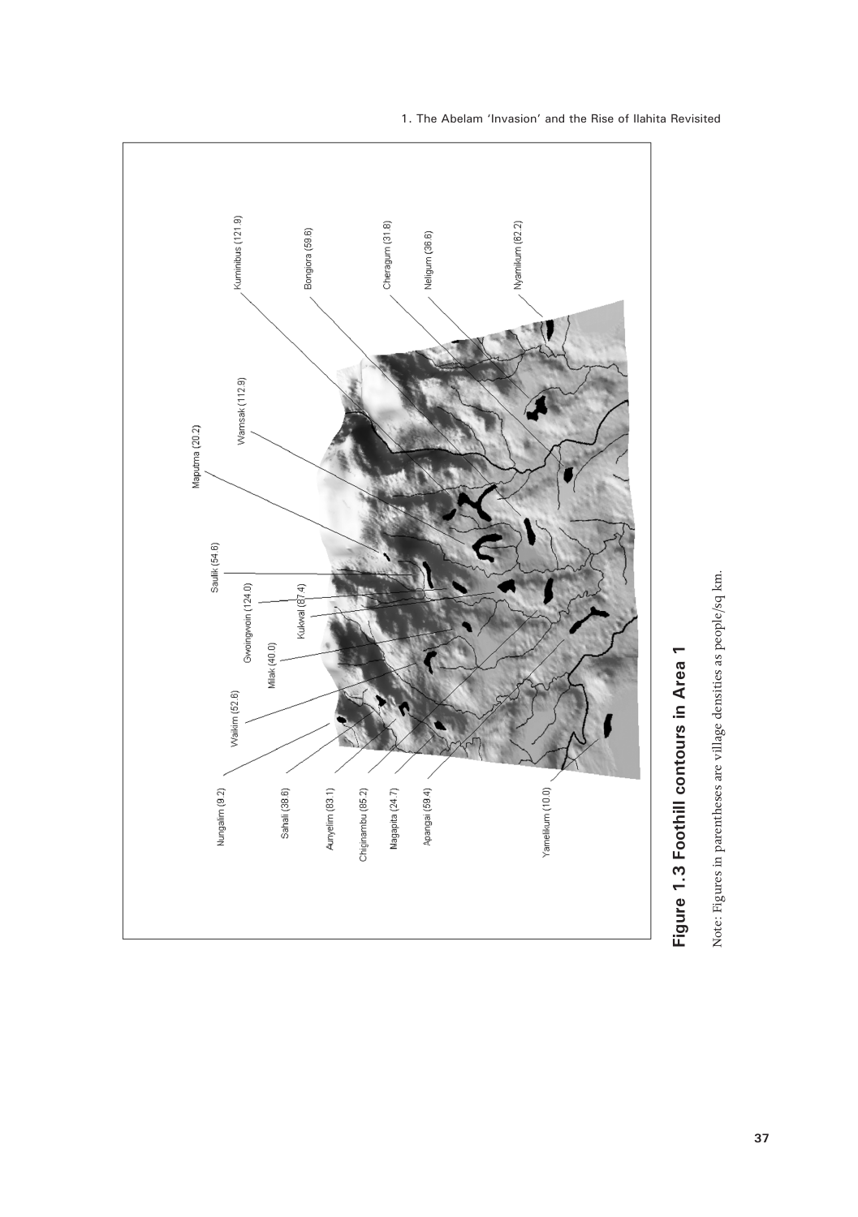**Figure 1.3 Foothill contours in Area 1**

Note: Figures in parentheses are village densities as people/sq km.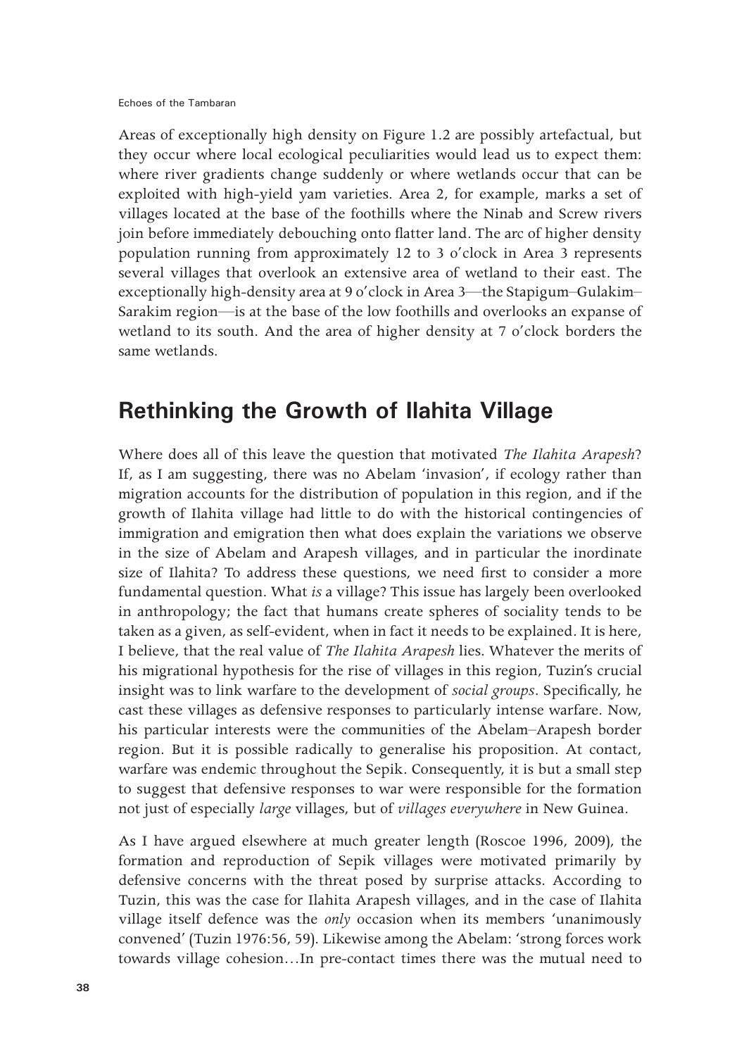Areas of exceptionally high density on Figure 1.2 are possibly artefactual, but they occur where local ecological peculiarities would lead us to expect them: where river gradients change suddenly or where wetlands occur that can be exploited with high-yield yam varieties. Area 2, for example, marks a set of villages located at the base of the foothills where the Ninab and Screw rivers join before immediately debouching onto flatter land. The arc of higher density population running from approximately 12 to 3 o'clock in Area 3 represents several villages that overlook an extensive area of wetland to their east. The exceptionally high-density area at 9 o'clock in Area 3—the Stapigum–Gulakim–Sarakim region—is at the base of the low foothills and overlooks an expanse of wetland to its south. And the area of higher density at 7 o'clock borders the same wetlands.

## Rethinking the Growth of Ilahita Village

Where does all of this leave the question that motivated *The Ilahita Arapesh*? If, as I am suggesting, there was no Abelam 'invasion', if ecology rather than migration accounts for the distribution of population in this region, and if the growth of Ilahita village had little to do with the historical contingencies of immigration and emigration then what does explain the variations we observe in the size of Abelam and Arapesh villages, and in particular the inordinate size of Ilahita? To address these questions, we need first to consider a more fundamental question. What *is* a village? This issue has largely been overlooked in anthropology; the fact that humans create spheres of sociality tends to be taken as a given, as self-evident, when in fact it needs to be explained. It is here, I believe, that the real value of *The Ilahita Arapesh* lies. Whatever the merits of his migrational hypothesis for the rise of villages in this region, Tuzin's crucial insight was to link warfare to the development of *social groups*. Specifically, he cast these villages as defensive responses to particularly intense warfare. Now, his particular interests were the communities of the Abelam–Arapesh border region. But it is possible radically to generalise his proposition. At contact, warfare was endemic throughout the Sepik. Consequently, it is but a small step to suggest that defensive responses to war were responsible for the formation not just of especially *large* villages, but of *villages everywhere* in New Guinea.

As I have argued elsewhere at much greater length (Roscoe 1996, 2009), the formation and reproduction of Sepik villages were motivated primarily by defensive concerns with the threat posed by surprise attacks. According to Tuzin, this was the case for Ilahita Arapesh villages, and in the case of Ilahita village itself defence was the *only* occasion when its members 'unanimously convened' (Tuzin 1976:56, 59). Likewise among the Abelam: 'strong forces work towards village cohesion…In pre-contact times there was the mutual need to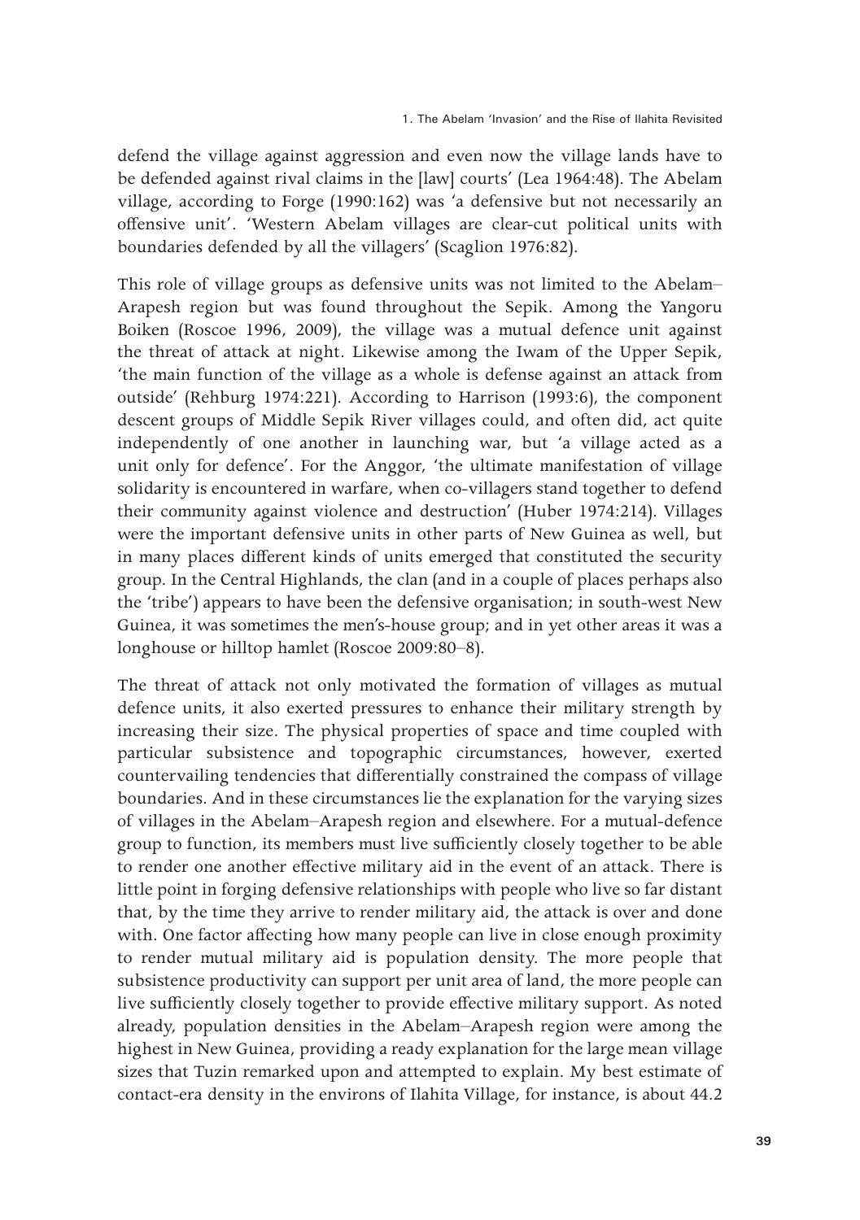defend the village against aggression and even now the village lands have to be defended against rival claims in the [law] courts' (Lea 1964:48). The Abelam village, according to Forge (1990:162) was 'a defensive but not necessarily an offensive unit'. 'Western Abelam villages are clear-cut political units with boundaries defended by all the villagers' (Scaglion 1976:82).

This role of village groups as defensive units was not limited to the Abelam–Arapesh region but was found throughout the Sepik. Among the Yangoru Boiken (Roscoe 1996, 2009), the village was a mutual defence unit against the threat of attack at night. Likewise among the Iwam of the Upper Sepik, 'the main function of the village as a whole is defense against an attack from outside' (Rehburg 1974:221). According to Harrison (1993:6), the component descent groups of Middle Sepik River villages could, and often did, act quite independently of one another in launching war, but 'a village acted as a unit only for defence'. For the Anggor, 'the ultimate manifestation of village solidarity is encountered in warfare, when co-villagers stand together to defend their community against violence and destruction' (Huber 1974:214). Villages were the important defensive units in other parts of New Guinea as well, but in many places different kinds of units emerged that constituted the security group. In the Central Highlands, the clan (and in a couple of places perhaps also the 'tribe') appears to have been the defensive organisation; in south-west New Guinea, it was sometimes the men's-house group; and in yet other areas it was a longhouse or hilltop hamlet (Roscoe 2009:80–8).

The threat of attack not only motivated the formation of villages as mutual defence units, it also exerted pressures to enhance their military strength by increasing their size. The physical properties of space and time coupled with particular subsistence and topographic circumstances, however, exerted countervailing tendencies that differentially constrained the compass of village boundaries. And in these circumstances lie the explanation for the varying sizes of villages in the Abelam–Arapesh region and elsewhere. For a mutual-defence group to function, its members must live sufficiently closely together to be able to render one another effective military aid in the event of an attack. There is little point in forging defensive relationships with people who live so far distant that, by the time they arrive to render military aid, the attack is over and done with. One factor affecting how many people can live in close enough proximity to render mutual military aid is population density. The more people that subsistence productivity can support per unit area of land, the more people can live sufficiently closely together to provide effective military support. As noted already, population densities in the Abelam–Arapesh region were among the highest in New Guinea, providing a ready explanation for the large mean village sizes that Tuzin remarked upon and attempted to explain. My best estimate of contact-era density in the environs of Ilahita Village, for instance, is about 44.2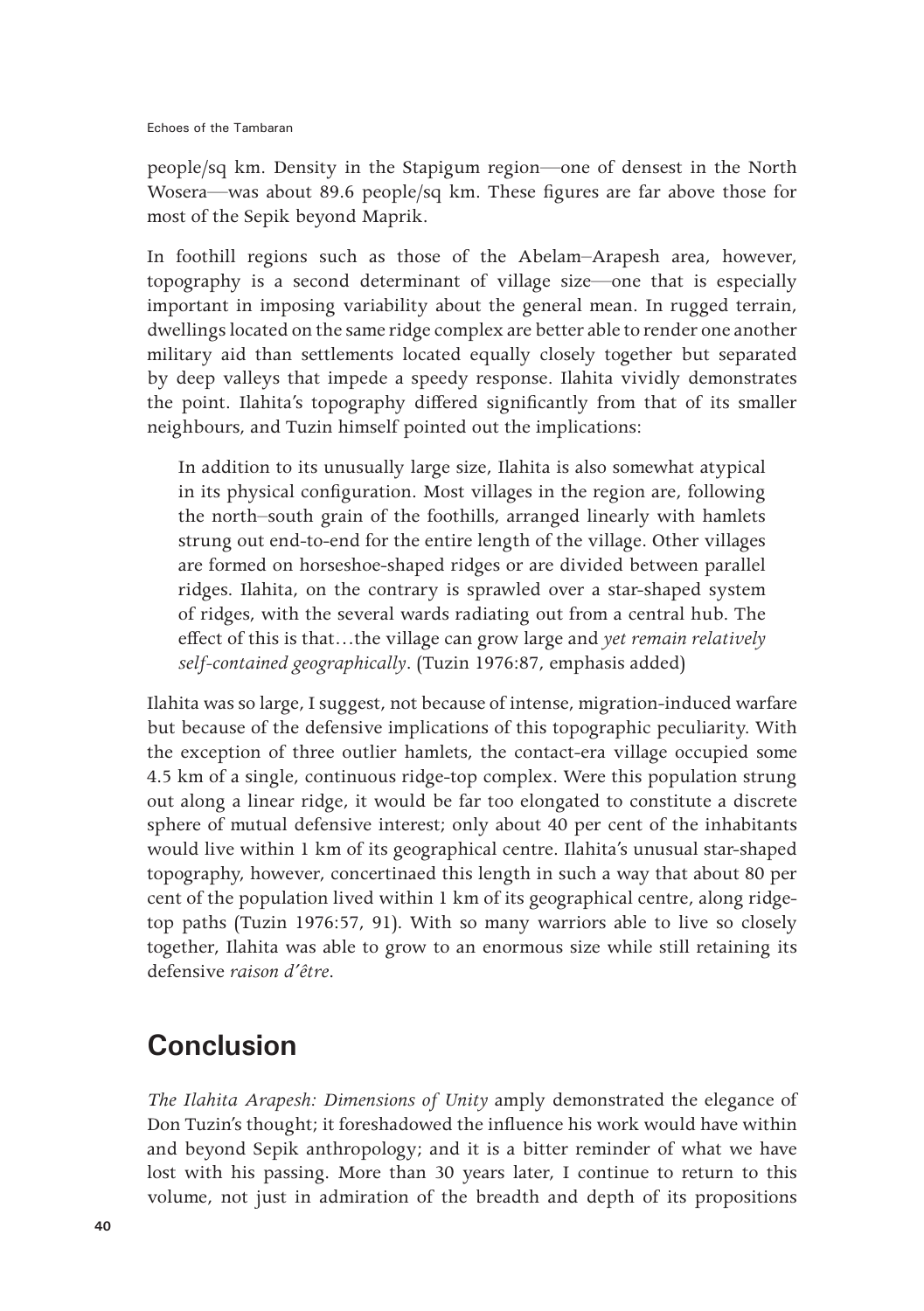people/sq km. Density in the Stapigum region—one of densest in the North Wosera—was about 89.6 people/sq km. These figures are far above those for most of the Sepik beyond Maprik.

In foothill regions such as those of the Abelam–Arapesh area, however, topography is a second determinant of village size—one that is especially important in imposing variability about the general mean. In rugged terrain, dwellings located on the same ridge complex are better able to render one another military aid than settlements located equally closely together but separated by deep valleys that impede a speedy response. Ilahita vividly demonstrates the point. Ilahita's topography differed significantly from that of its smaller neighbours, and Tuzin himself pointed out the implications:

> In addition to its unusually large size, Ilahita is also somewhat atypical in its physical configuration. Most villages in the region are, following the north–south grain of the foothills, arranged linearly with hamlets strung out end-to-end for the entire length of the village. Other villages are formed on horseshoe-shaped ridges or are divided between parallel ridges. Ilahita, on the contrary is sprawled over a star-shaped system of ridges, with the several wards radiating out from a central hub. The effect of this is that…the village can grow large and *yet remain relatively self-contained geographically*. (Tuzin 1976:87, emphasis added)

Ilahita was so large, I suggest, not because of intense, migration-induced warfare but because of the defensive implications of this topographic peculiarity. With the exception of three outlier hamlets, the contact-era village occupied some 4.5 km of a single, continuous ridge-top complex. Were this population strung out along a linear ridge, it would be far too elongated to constitute a discrete sphere of mutual defensive interest; only about 40 per cent of the inhabitants would live within 1 km of its geographical centre. Ilahita's unusual star-shaped topography, however, concertinaed this length in such a way that about 80 per cent of the population lived within 1 km of its geographical centre, along ridge-top paths (Tuzin 1976:57, 91). With so many warriors able to live so closely together, Ilahita was able to grow to an enormous size while still retaining its defensive *raison d'être*.

## Conclusion

*The Ilahita Arapesh: Dimensions of Unity* amply demonstrated the elegance of Don Tuzin's thought; it foreshadowed the influence his work would have within and beyond Sepik anthropology; and it is a bitter reminder of what we have lost with his passing. More than 30 years later, I continue to return to this volume, not just in admiration of the breadth and depth of its propositions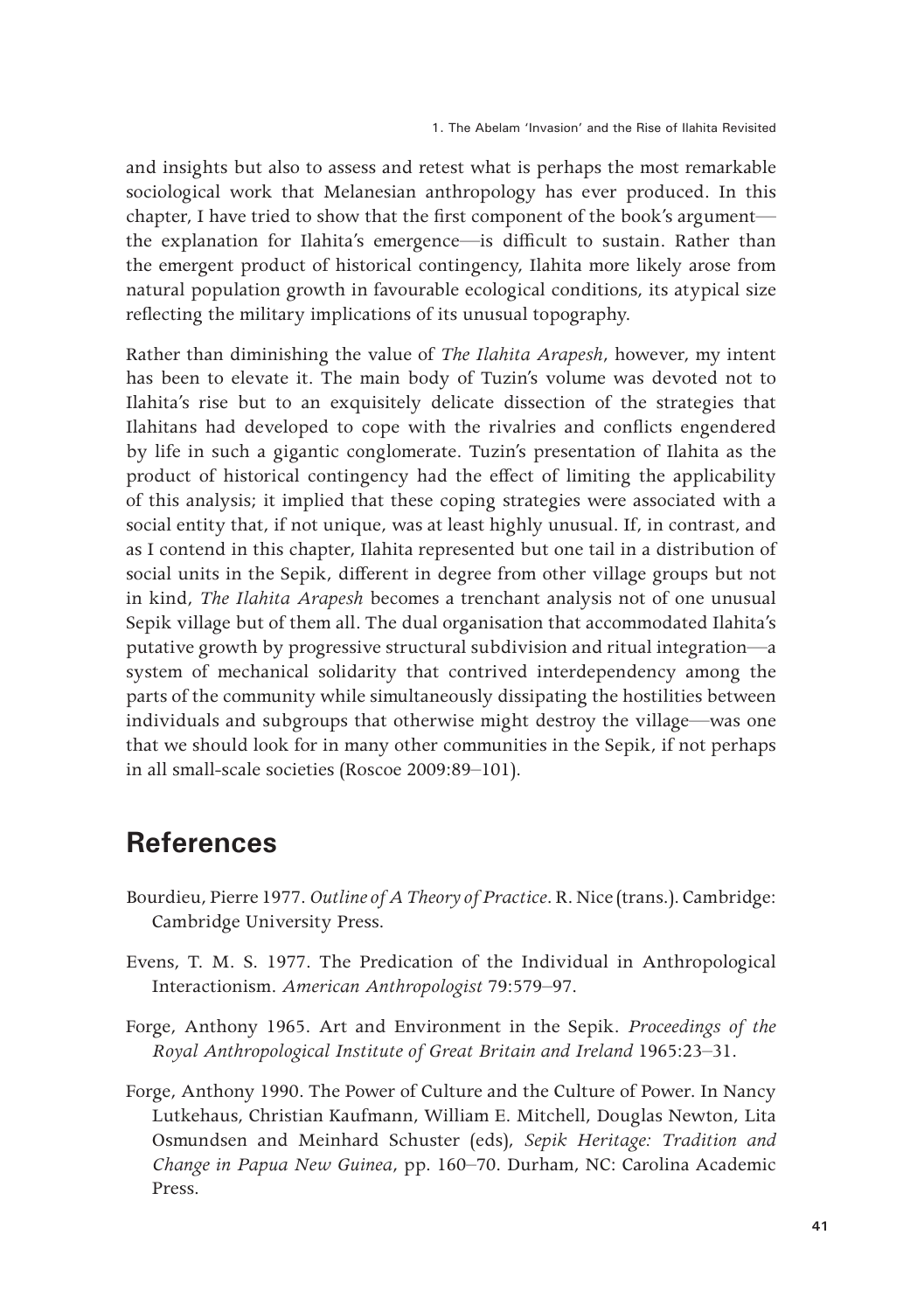and insights but also to assess and retest what is perhaps the most remarkable sociological work that Melanesian anthropology has ever produced. In this chapter, I have tried to show that the first component of the book's argument—the explanation for Ilahita's emergence—is difficult to sustain. Rather than the emergent product of historical contingency, Ilahita more likely arose from natural population growth in favourable ecological conditions, its atypical size reflecting the military implications of its unusual topography.

Rather than diminishing the value of *The Ilahita Arapesh*, however, my intent has been to elevate it. The main body of Tuzin's volume was devoted not to Ilahita's rise but to an exquisitely delicate dissection of the strategies that Ilahitans had developed to cope with the rivalries and conflicts engendered by life in such a gigantic conglomerate. Tuzin's presentation of Ilahita as the product of historical contingency had the effect of limiting the applicability of this analysis; it implied that these coping strategies were associated with a social entity that, if not unique, was at least highly unusual. If, in contrast, and as I contend in this chapter, Ilahita represented but one tail in a distribution of social units in the Sepik, different in degree from other village groups but not in kind, *The Ilahita Arapesh* becomes a trenchant analysis not of one unusual Sepik village but of them all. The dual organisation that accommodated Ilahita's putative growth by progressive structural subdivision and ritual integration—a system of mechanical solidarity that contrived interdependency among the parts of the community while simultaneously dissipating the hostilities between individuals and subgroups that otherwise might destroy the village—was one that we should look for in many other communities in the Sepik, if not perhaps in all small-scale societies (Roscoe 2009:89–101).

## References

Bourdieu, Pierre 1977. *Outline of A Theory of Practice*. R. Nice (trans.). Cambridge: Cambridge University Press.

Evens, T. M. S. 1977. The Predication of the Individual in Anthropological Interactionism. *American Anthropologist* 79:579–97.

Forge, Anthony 1965. Art and Environment in the Sepik. *Proceedings of the Royal Anthropological Institute of Great Britain and Ireland* 1965:23–31.

Forge, Anthony 1990. The Power of Culture and the Culture of Power. In Nancy Lutkehaus, Christian Kaufmann, William E. Mitchell, Douglas Newton, Lita Osmundsen and Meinhard Schuster (eds), *Sepik Heritage: Tradition and Change in Papua New Guinea*, pp. 160–70. Durham, NC: Carolina Academic Press.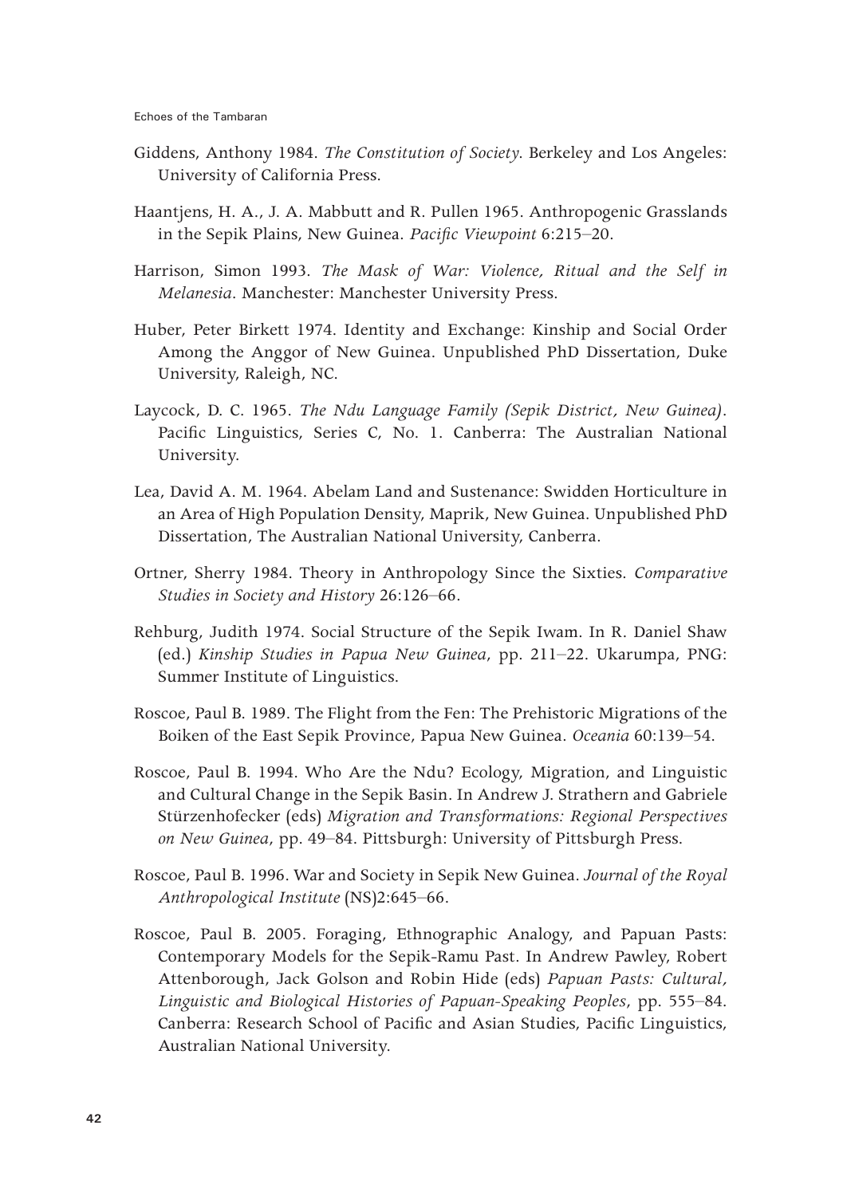Giddens, Anthony 1984. *The Constitution of Society*. Berkeley and Los Angeles: University of California Press.

Haantjens, H. A., J. A. Mabbutt and R. Pullen 1965. Anthropogenic Grasslands in the Sepik Plains, New Guinea. *Pacific Viewpoint* 6:215–20.

Harrison, Simon 1993. *The Mask of War: Violence, Ritual and the Self in Melanesia*. Manchester: Manchester University Press.

Huber, Peter Birkett 1974. Identity and Exchange: Kinship and Social Order Among the Anggor of New Guinea. Unpublished PhD Dissertation, Duke University, Raleigh, NC.

Laycock, D. C. 1965. *The Ndu Language Family (Sepik District, New Guinea)*. Pacific Linguistics, Series C, No. 1. Canberra: The Australian National University.

Lea, David A. M. 1964. Abelam Land and Sustenance: Swidden Horticulture in an Area of High Population Density, Maprik, New Guinea. Unpublished PhD Dissertation, The Australian National University, Canberra.

Ortner, Sherry 1984. Theory in Anthropology Since the Sixties. *Comparative Studies in Society and History* 26:126–66.

Rehburg, Judith 1974. Social Structure of the Sepik Iwam. In R. Daniel Shaw (ed.) *Kinship Studies in Papua New Guinea*, pp. 211–22. Ukarumpa, PNG: Summer Institute of Linguistics.

Roscoe, Paul B. 1989. The Flight from the Fen: The Prehistoric Migrations of the Boiken of the East Sepik Province, Papua New Guinea. *Oceania* 60:139–54.

Roscoe, Paul B. 1994. Who Are the Ndu? Ecology, Migration, and Linguistic and Cultural Change in the Sepik Basin. In Andrew J. Strathern and Gabriele Stürzenhofecker (eds) *Migration and Transformations: Regional Perspectives on New Guinea*, pp. 49–84. Pittsburgh: University of Pittsburgh Press.

Roscoe, Paul B. 1996. War and Society in Sepik New Guinea. *Journal of the Royal Anthropological Institute* (NS)2:645–66.

Roscoe, Paul B. 2005. Foraging, Ethnographic Analogy, and Papuan Pasts: Contemporary Models for the Sepik-Ramu Past. In Andrew Pawley, Robert Attenborough, Jack Golson and Robin Hide (eds) *Papuan Pasts: Cultural, Linguistic and Biological Histories of Papuan-Speaking Peoples*, pp. 555–84. Canberra: Research School of Pacific and Asian Studies, Pacific Linguistics, Australian National University.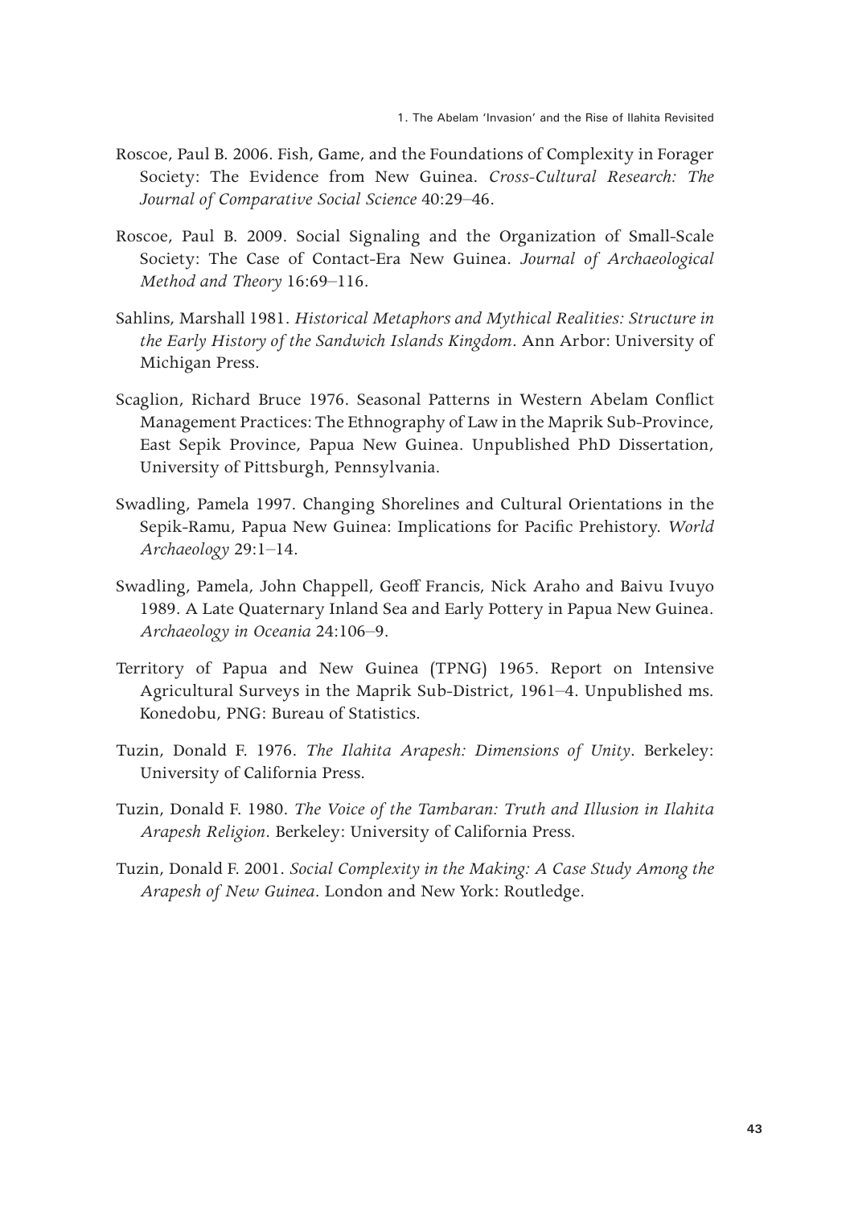Roscoe, Paul B. 2006. Fish, Game, and the Foundations of Complexity in Forager Society: The Evidence from New Guinea. *Cross-Cultural Research: The Journal of Comparative Social Science* 40:29–46.

Roscoe, Paul B. 2009. Social Signaling and the Organization of Small-Scale Society: The Case of Contact-Era New Guinea. *Journal of Archaeological Method and Theory* 16:69–116.

Sahlins, Marshall 1981. *Historical Metaphors and Mythical Realities: Structure in the Early History of the Sandwich Islands Kingdom*. Ann Arbor: University of Michigan Press.

Scaglion, Richard Bruce 1976. Seasonal Patterns in Western Abelam Conflict Management Practices: The Ethnography of Law in the Maprik Sub-Province, East Sepik Province, Papua New Guinea. Unpublished PhD Dissertation, University of Pittsburgh, Pennsylvania.

Swadling, Pamela 1997. Changing Shorelines and Cultural Orientations in the Sepik-Ramu, Papua New Guinea: Implications for Pacific Prehistory. *World Archaeology* 29:1–14.

Swadling, Pamela, John Chappell, Geoff Francis, Nick Araho and Baivu Ivuyo 1989. A Late Quaternary Inland Sea and Early Pottery in Papua New Guinea. *Archaeology in Oceania* 24:106–9.

Territory of Papua and New Guinea (TPNG) 1965. Report on Intensive Agricultural Surveys in the Maprik Sub-District, 1961–4. Unpublished ms. Konedobu, PNG: Bureau of Statistics.

Tuzin, Donald F. 1976. *The Ilahita Arapesh: Dimensions of Unity*. Berkeley: University of California Press.

Tuzin, Donald F. 1980. *The Voice of the Tambaran: Truth and Illusion in Ilahita Arapesh Religion*. Berkeley: University of California Press.

Tuzin, Donald F. 2001. *Social Complexity in the Making: A Case Study Among the Arapesh of New Guinea*. London and New York: Routledge.